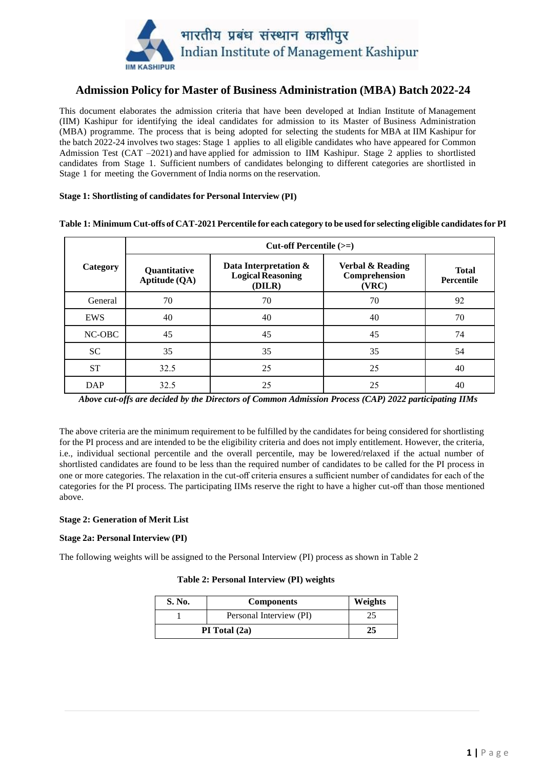भारतीय प्रबंध संस्थान काशीपुर
Indian Institute of Management Kashipur

# Admission Policy for Master of Business Administration (MBA) Batch 2022-24

This document elaborates the admission criteria that have been developed at Indian Institute of Management (IIM) Kashipur for identifying the ideal candidates for admission to its Master of Business Administration (MBA) programme. The process that is being adopted for selecting the students for MBA at IIM Kashipur for the batch 2022-24 involves two stages: Stage 1 applies to all eligible candidates who have appeared for Common Admission Test (CAT –2021) and have applied for admission to IIM Kashipur. Stage 2 applies to shortlisted candidates from Stage 1. Sufficient numbers of candidates belonging to different categories are shortlisted in Stage 1 for meeting the Government of India norms on the reservation.

**Stage 1: Shortlisting of candidates for Personal Interview (PI)**

**Table 1: Minimum Cut-offs of CAT-2021 Percentile for each category to be used for selecting eligible candidates for PI**

| Category | Cut-off Percentile (>=) | | | |
|---|---|---|---|---|
| | Quantitative Aptitude (QA) | Data Interpretation & Logical Reasoning (DILR) | Verbal & Reading Comprehension (VRC) | Total Percentile |
| General | 70 | 70 | 70 | 92 |
| EWS | 40 | 40 | 40 | 70 |
| NC-OBC | 45 | 45 | 45 | 74 |
| SC | 35 | 35 | 35 | 54 |
| ST | 32.5 | 25 | 25 | 40 |
| DAP | 32.5 | 25 | 25 | 40 |

***Above cut-offs are decided by the Directors of Common Admission Process (CAP) 2022 participating IIMs***

The above criteria are the minimum requirement to be fulfilled by the candidates for being considered for shortlisting for the PI process and are intended to be the eligibility criteria and does not imply entitlement. However, the criteria, i.e., individual sectional percentile and the overall percentile, may be lowered/relaxed if the actual number of shortlisted candidates are found to be less than the required number of candidates to be called for the PI process in one or more categories. The relaxation in the cut-off criteria ensures a sufficient number of candidates for each of the categories for the PI process. The participating IIMs reserve the right to have a higher cut-off than those mentioned above.

**Stage 2: Generation of Merit List**

**Stage 2a: Personal Interview (PI)**

The following weights will be assigned to the Personal Interview (PI) process as shown in Table 2

**Table 2: Personal Interview (PI) weights**

| S. No. | Components | Weights |
|---|---|---|
| 1 | Personal Interview (PI) | 25 |
| **PI Total (2a)** | | **25** |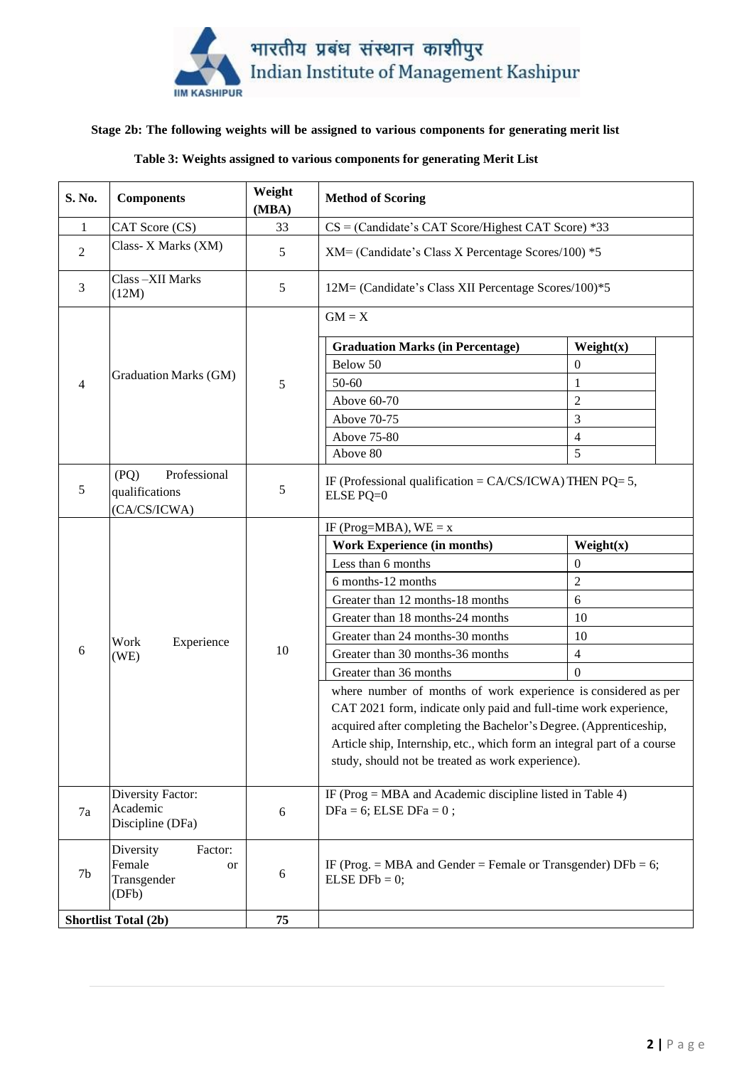**Stage 2b: The following weights will be assigned to various components for generating merit list**

**Table 3: Weights assigned to various components for generating Merit List**

| S. No. | Components | Weight (MBA) | Method of Scoring |
|---|---|---|---|
| 1 | CAT Score (CS) | 33 | CS = (Candidate's CAT Score/Highest CAT Score) *33 |
| 2 | Class- X Marks (XM) | 5 | XM= (Candidate's Class X Percentage Scores/100) *5 |
| 3 | Class –XII Marks (12M) | 5 | 12M= (Candidate's Class XII Percentage Scores/100)*5 |
| 4 | Graduation Marks (GM) | 5 | GM = X<br>**Graduation Marks (in Percentage)** — **Weight(x)**<br>Below 50 — 0<br>50-60 — 1<br>Above 60-70 — 2<br>Above 70-75 — 3<br>Above 75-80 — 4<br>Above 80 — 5 |
| 5 | (PQ) Professional qualifications (CA/CS/ICWA) | 5 | IF (Professional qualification = CA/CS/ICWA) THEN PQ= 5, ELSE PQ=0 |
| 6 | Work Experience (WE) | 10 | IF (Prog=MBA), WE = x<br>**Work Experience (in months)** — **Weight(x)**<br>Less than 6 months — 0<br>6 months-12 months — 2<br>Greater than 12 months-18 months — 6<br>Greater than 18 months-24 months — 10<br>Greater than 24 months-30 months — 10<br>Greater than 30 months-36 months — 4<br>Greater than 36 months — 0<br>where number of months of work experience is considered as per CAT 2021 form, indicate only paid and full-time work experience, acquired after completing the Bachelor's Degree. (Apprenticeship, Article ship, Internship, etc., which form an integral part of a course study, should not be treated as work experience). |
| 7a | Diversity Factor: Academic Discipline (DFa) | 6 | IF (Prog = MBA and Academic discipline listed in Table 4) DFa = 6; ELSE DFa = 0 ; |
| 7b | Diversity Factor: Female or Transgender (DFb) | 6 | IF (Prog. = MBA and Gender = Female or Transgender) DFb = 6; ELSE DFb = 0; |
| **Shortlist Total (2b)** | | **75** | |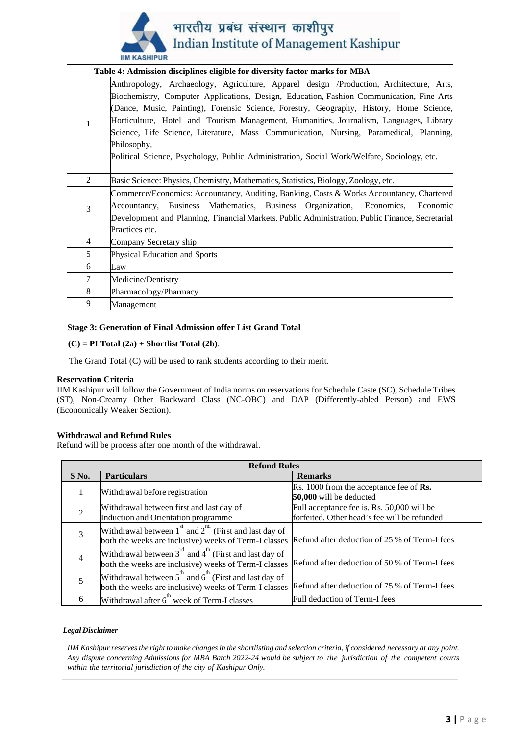| Table 4: Admission disciplines eligible for diversity factor marks for MBA | |
|---|---|
| 1 | Anthropology, Archaeology, Agriculture, Apparel design /Production, Architecture, Arts, Biochemistry, Computer Applications, Design, Education, Fashion Communication, Fine Arts (Dance, Music, Painting), Forensic Science, Forestry, Geography, History, Home Science, Horticulture, Hotel and Tourism Management, Humanities, Journalism, Languages, Library Science, Life Science, Literature, Mass Communication, Nursing, Paramedical, Planning, Philosophy, Political Science, Psychology, Public Administration, Social Work/Welfare, Sociology, etc. |
| 2 | Basic Science: Physics, Chemistry, Mathematics, Statistics, Biology, Zoology, etc. |
| 3 | Commerce/Economics: Accountancy, Auditing, Banking, Costs & Works Accountancy, Chartered Accountancy, Business Mathematics, Business Organization, Economics, Economic Development and Planning, Financial Markets, Public Administration, Public Finance, Secretarial Practices etc. |
| 4 | Company Secretary ship |
| 5 | Physical Education and Sports |
| 6 | Law |
| 7 | Medicine/Dentistry |
| 8 | Pharmacology/Pharmacy |
| 9 | Management |

**Stage 3: Generation of Final Admission offer List Grand Total**

**(C) = PI Total (2a) + Shortlist Total (2b)**.

The Grand Total (C) will be used to rank students according to their merit.

**Reservation Criteria**

IIM Kashipur will follow the Government of India norms on reservations for Schedule Caste (SC), Schedule Tribes (ST), Non-Creamy Other Backward Class (NC-OBC) and DAP (Differently-abled Person) and EWS (Economically Weaker Section).

**Withdrawal and Refund Rules**

Refund will be process after one month of the withdrawal.

| Refund Rules | | |
|---|---|---|
| **S No.** | **Particulars** | **Remarks** |
| 1 | Withdrawal before registration | Rs. 1000 from the acceptance fee of **Rs. 50,000** will be deducted |
| 2 | Withdrawal between first and last day of Induction and Orientation programme | Full acceptance fee is. Rs. 50,000 will be forfeited. Other head's fee will be refunded |
| 3 | Withdrawal between 1st and 2nd (First and last day of both the weeks are inclusive) weeks of Term-I classes | Refund after deduction of 25 % of Term-I fees |
| 4 | Withdrawal between 3rd and 4th (First and last day of both the weeks are inclusive) weeks of Term-I classes | Refund after deduction of 50 % of Term-I fees |
| 5 | Withdrawal between 5th and 6th (First and last day of both the weeks are inclusive) weeks of Term-I classes | Refund after deduction of 75 % of Term-I fees |
| 6 | Withdrawal after 6th week of Term-I classes | Full deduction of Term-I fees |

***Legal Disclaimer***

*IIM Kashipur reserves the right to make changes in the shortlisting and selection criteria, if considered necessary at any point. Any dispute concerning Admissions for MBA Batch 2022-24 would be subject to the jurisdiction of the competent courts within the territorial jurisdiction of the city of Kashipur Only.*